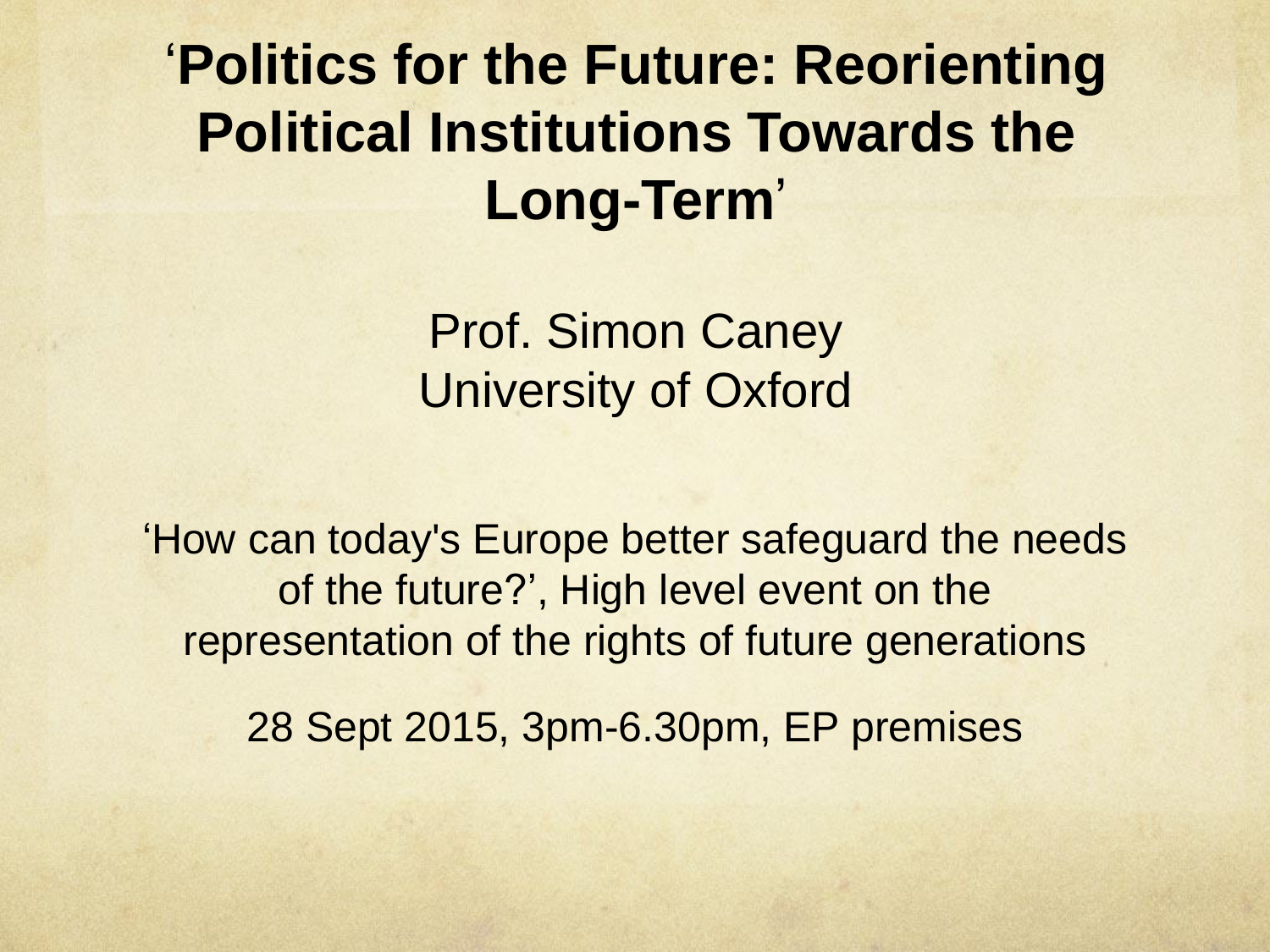# 'Politics for the Future: Reorienting Political Institutions Towards the Long-Term'

Prof. Simon Caney
University of Oxford

'How can today's Europe better safeguard the needs of the future?', High level event on the representation of the rights of future generations

28 Sept 2015, 3pm-6.30pm, EP premises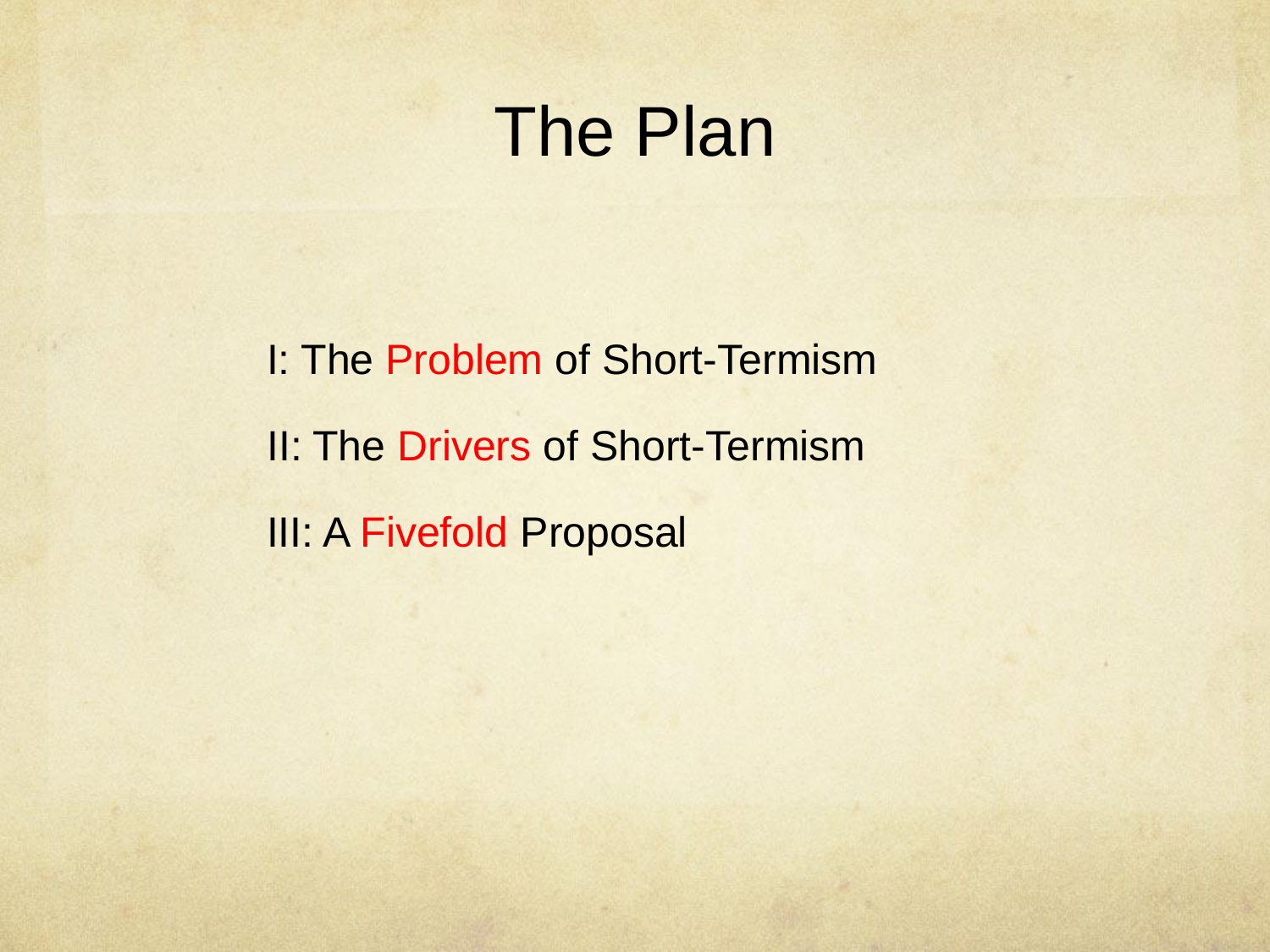# The Plan

I: The Problem of Short-Termism

II: The Drivers of Short-Termism

III: A Fivefold Proposal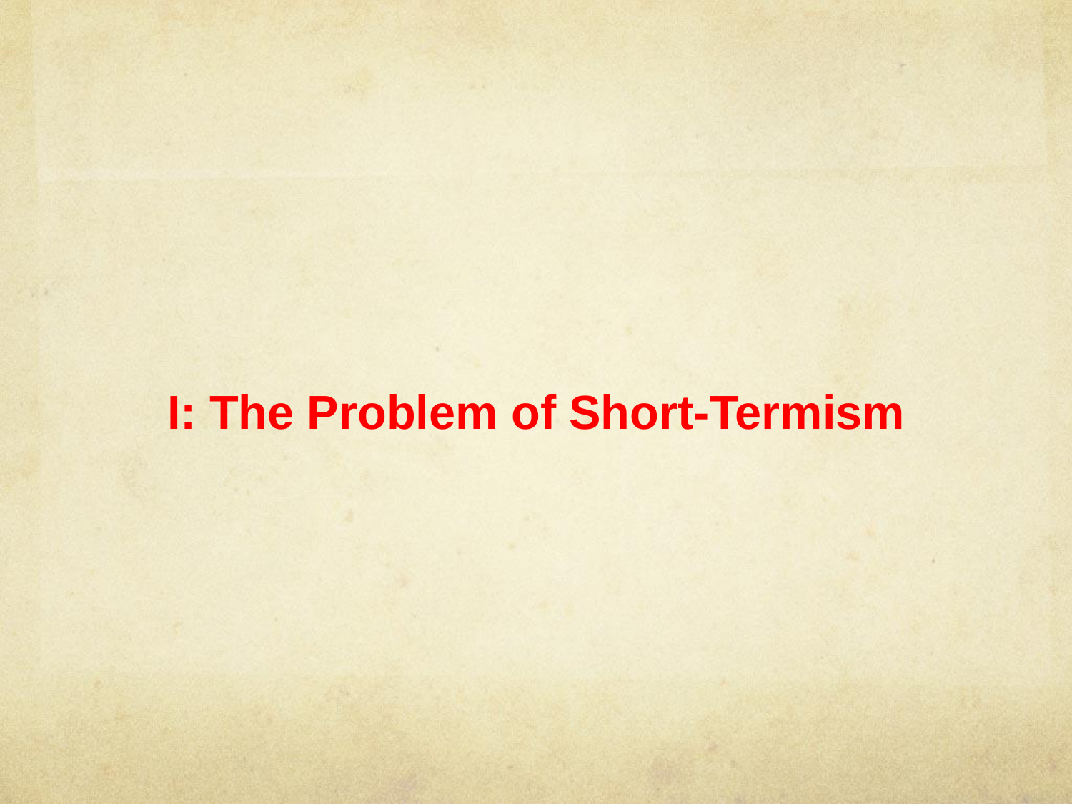# I: The Problem of Short-Termism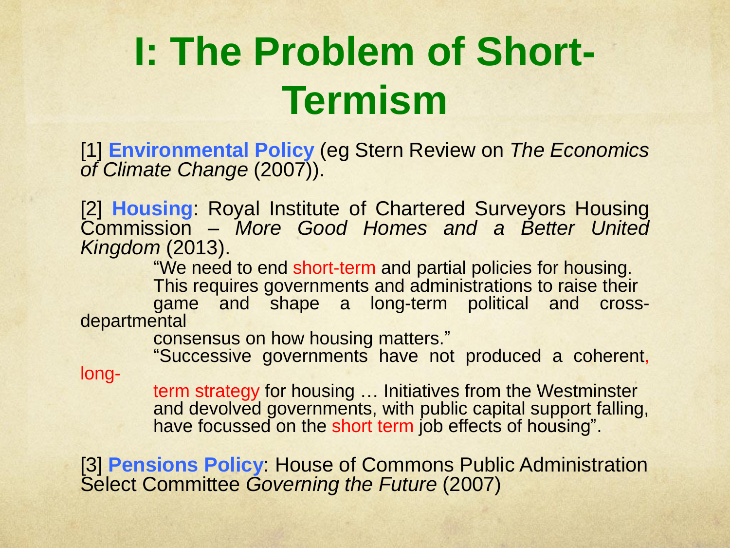# I: The Problem of Short-Termism

[1] **Environmental Policy** (eg Stern Review on *The Economics of Climate Change* (2007)).

[2] **Housing**: Royal Institute of Chartered Surveyors Housing Commission – *More Good Homes and a Better United Kingdom* (2013).

> "We need to end short-term and partial policies for housing. This requires governments and administrations to raise their game and shape a long-term political and cross-departmental consensus on how housing matters."
>
> "Successive governments have not produced a coherent, long-term strategy for housing … Initiatives from the Westminster and devolved governments, with public capital support falling, have focussed on the short term job effects of housing".

[3] **Pensions Policy**: House of Commons Public Administration Select Committee *Governing the Future* (2007)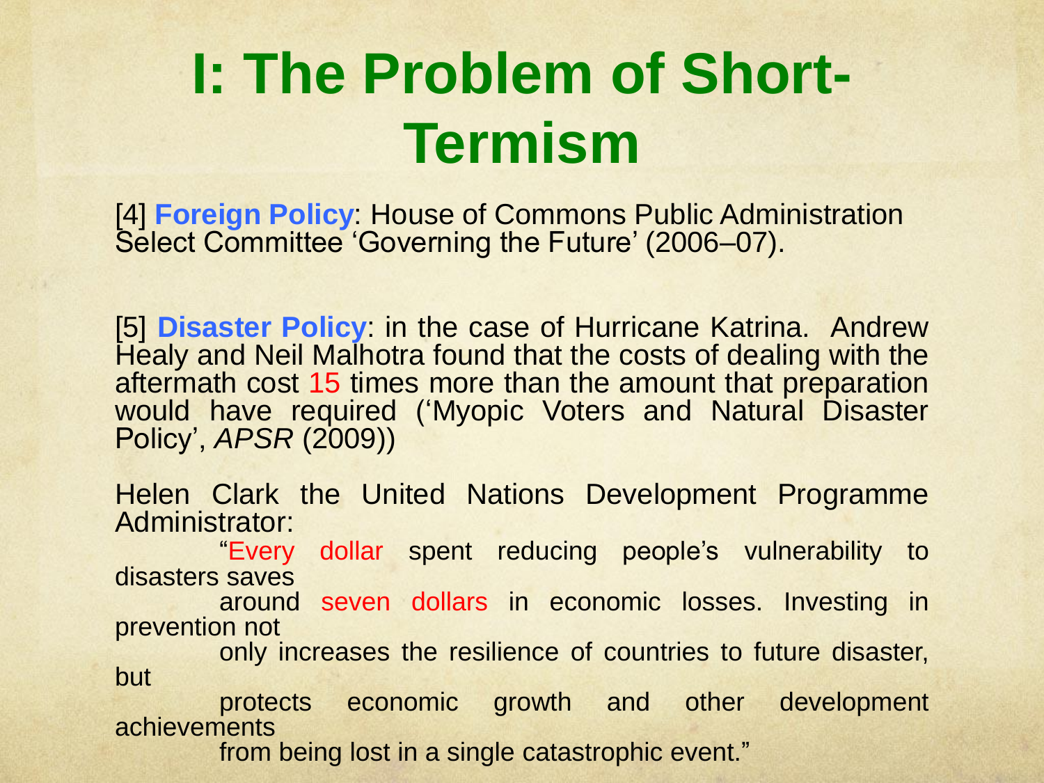# I: The Problem of Short-Termism

[4] **Foreign Policy**: House of Commons Public Administration Select Committee 'Governing the Future' (2006–07).

[5] **Disaster Policy**: in the case of Hurricane Katrina. Andrew Healy and Neil Malhotra found that the costs of dealing with the aftermath cost 15 times more than the amount that preparation would have required ('Myopic Voters and Natural Disaster Policy', *APSR* (2009))

Helen Clark the United Nations Development Programme Administrator:

> "Every dollar spent reducing people's vulnerability to disasters saves around seven dollars in economic losses. Investing in prevention not only increases the resilience of countries to future disaster, but protects economic growth and other development achievements from being lost in a single catastrophic event."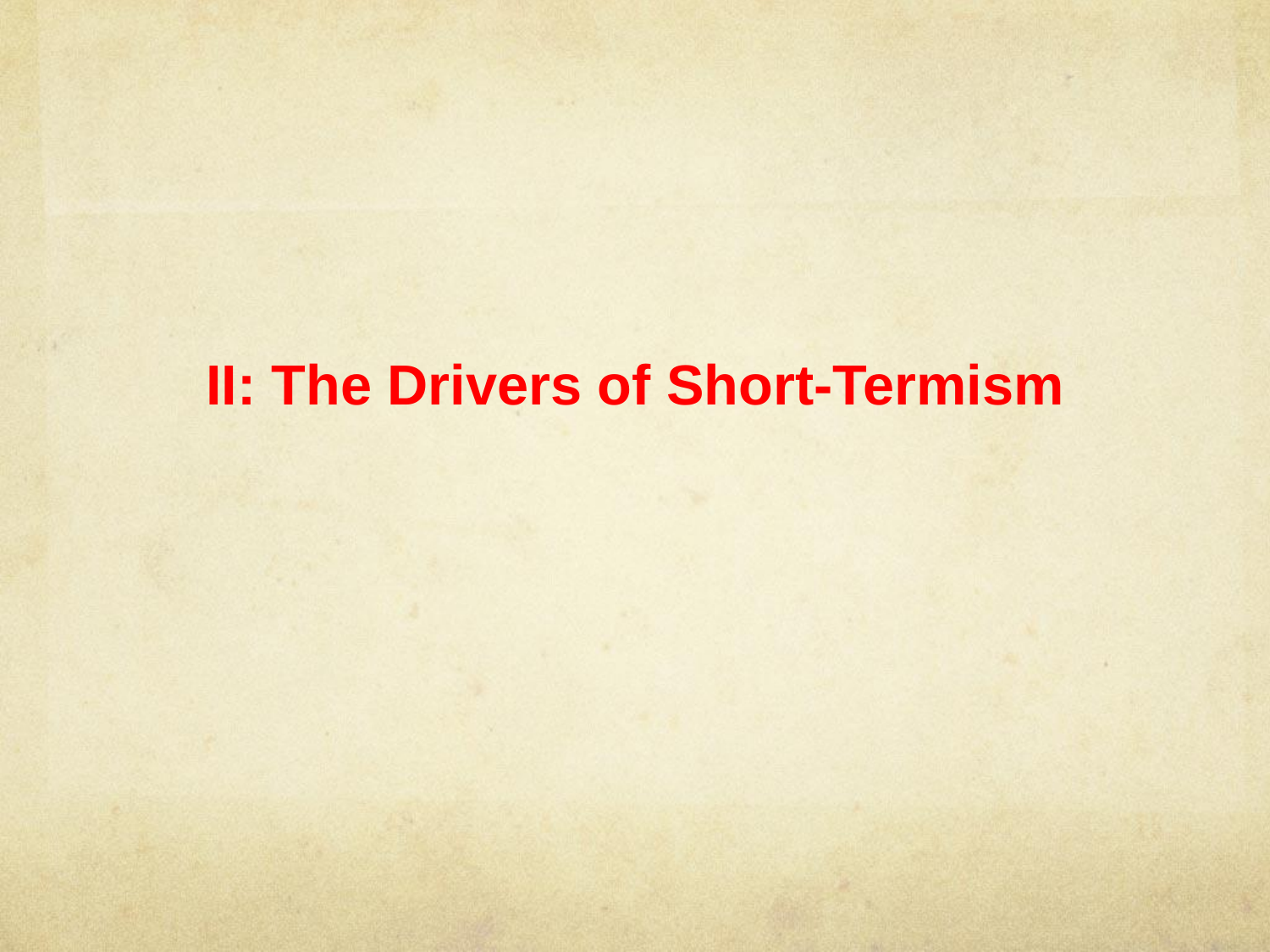# II: The Drivers of Short-Termism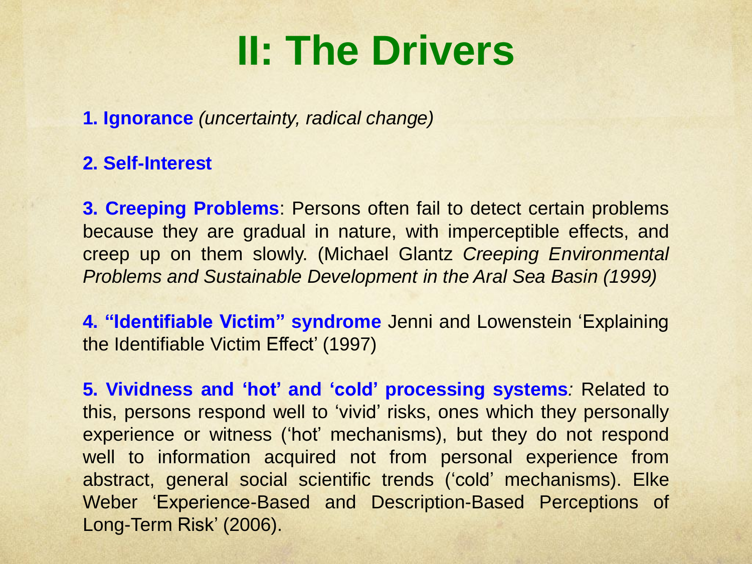# II: The Drivers

**1. Ignorance** *(uncertainty, radical change)*

**2. Self-Interest**

**3. Creeping Problems**: Persons often fail to detect certain problems because they are gradual in nature, with imperceptible effects, and creep up on them slowly. (Michael Glantz *Creeping Environmental Problems and Sustainable Development in the Aral Sea Basin (1999)*

**4. "Identifiable Victim" syndrome** Jenni and Lowenstein 'Explaining the Identifiable Victim Effect' (1997)

**5. Vividness and 'hot' and 'cold' processing systems***:* Related to this, persons respond well to 'vivid' risks, ones which they personally experience or witness ('hot' mechanisms), but they do not respond well to information acquired not from personal experience from abstract, general social scientific trends ('cold' mechanisms). Elke Weber 'Experience-Based and Description-Based Perceptions of Long-Term Risk' (2006).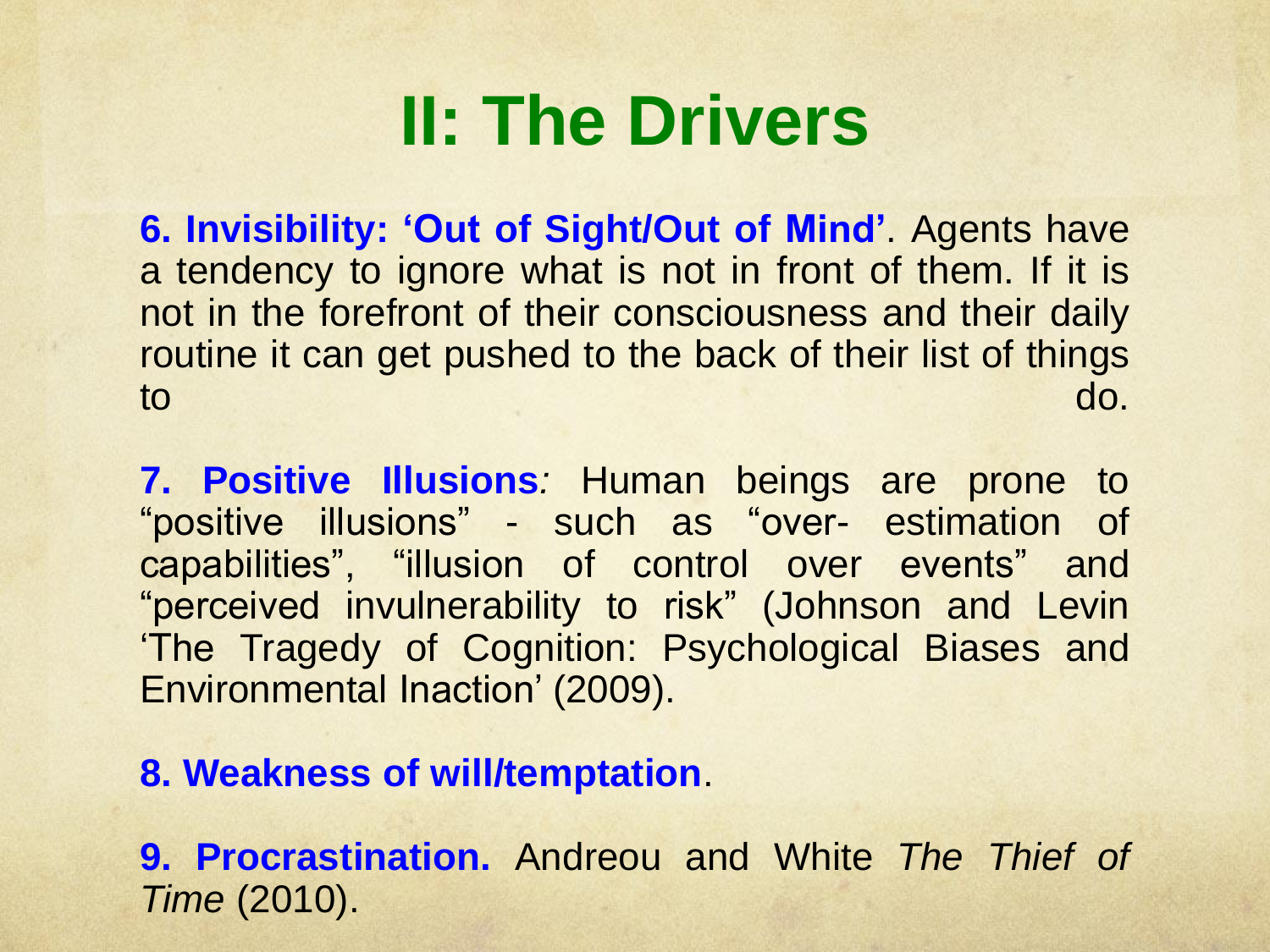# II: The Drivers

**6. Invisibility: 'Out of Sight/Out of Mind'**. Agents have a tendency to ignore what is not in front of them. If it is not in the forefront of their consciousness and their daily routine it can get pushed to the back of their list of things to do.

**7. Positive Illusions***:* Human beings are prone to "positive illusions" - such as "over- estimation of capabilities", "illusion of control over events" and "perceived invulnerability to risk" (Johnson and Levin 'The Tragedy of Cognition: Psychological Biases and Environmental Inaction' (2009).

**8. Weakness of will/temptation**.

**9. Procrastination.** Andreou and White *The Thief of Time* (2010).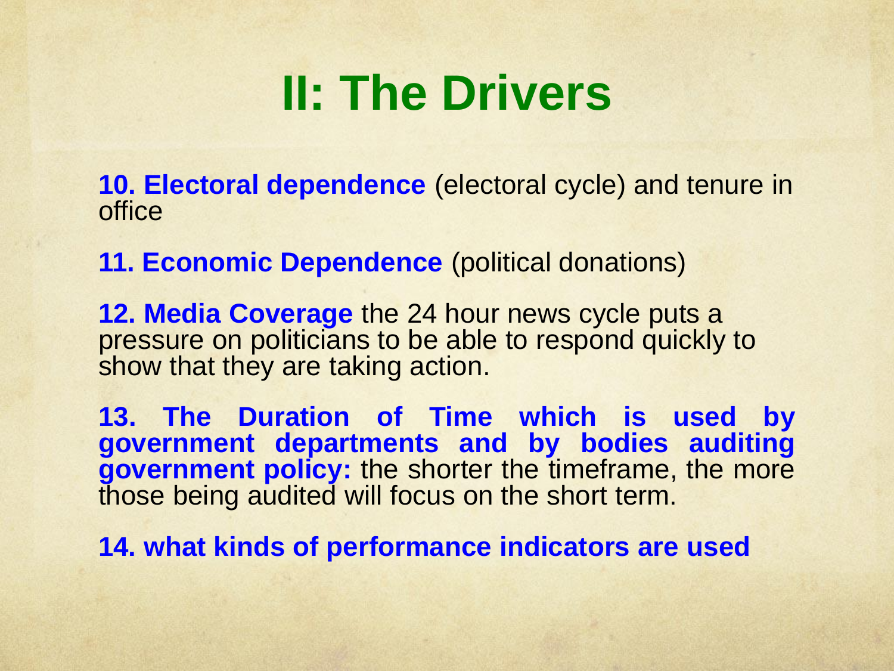# II: The Drivers

**10. Electoral dependence** (electoral cycle) and tenure in office

**11. Economic Dependence** (political donations)

**12. Media Coverage** the 24 hour news cycle puts a pressure on politicians to be able to respond quickly to show that they are taking action.

**13. The Duration of Time which is used by government departments and by bodies auditing government policy:** the shorter the timeframe, the more those being audited will focus on the short term.

**14. what kinds of performance indicators are used**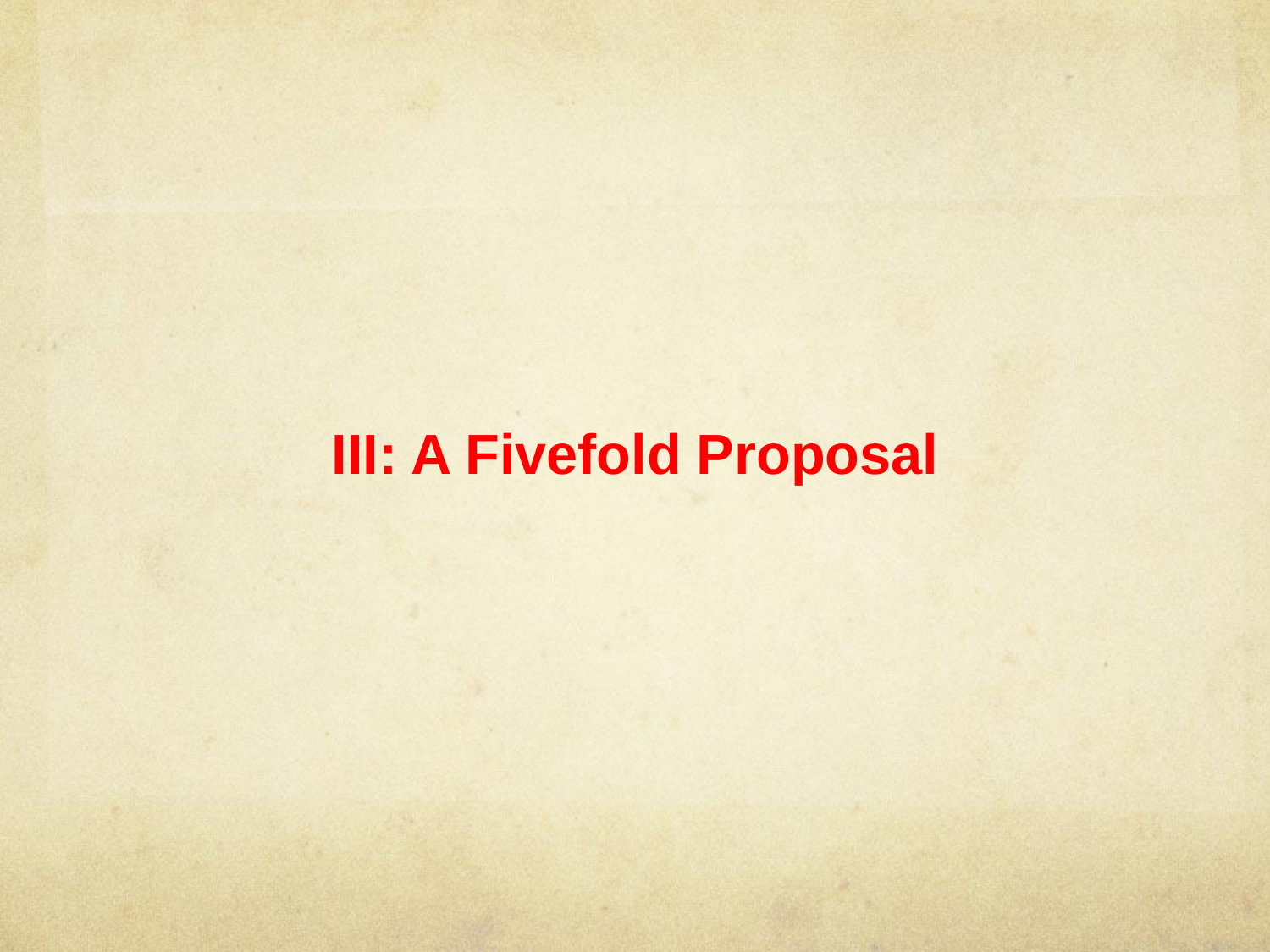# III: A Fivefold Proposal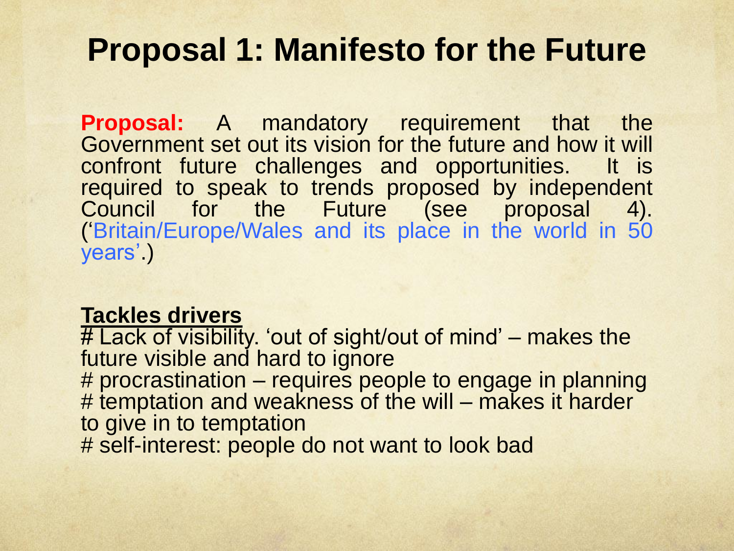# Proposal 1: Manifesto for the Future

**Proposal:** A mandatory requirement that the Government set out its vision for the future and how it will confront future challenges and opportunities. It is required to speak to trends proposed by independent Council for the Future (see proposal 4). ('Britain/Europe/Wales and its place in the world in 50 years'.)

**Tackles drivers**

# Lack of visibility. 'out of sight/out of mind' – makes the future visible and hard to ignore
# procrastination – requires people to engage in planning
# temptation and weakness of the will – makes it harder to give in to temptation
# self-interest: people do not want to look bad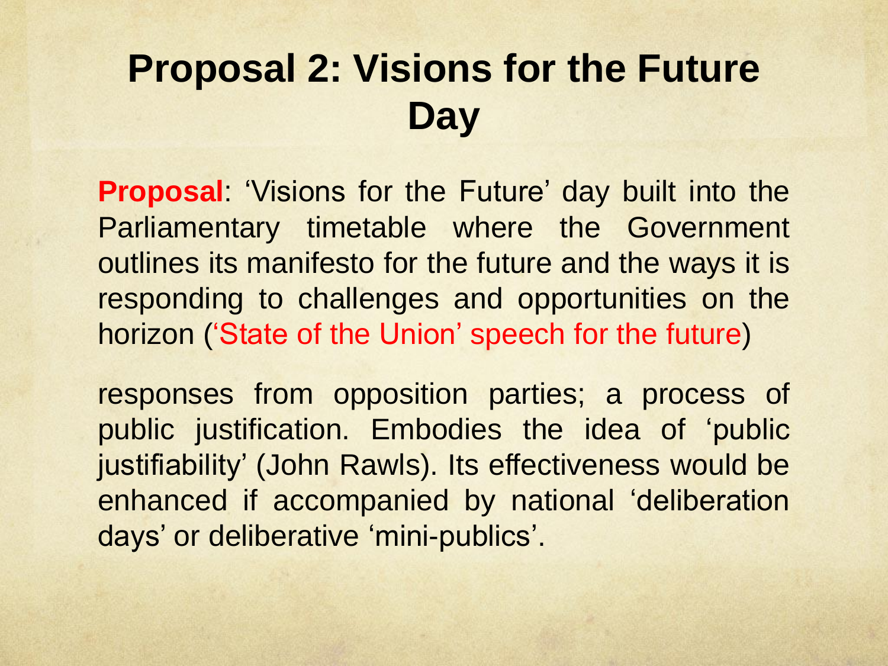# Proposal 2: Visions for the Future Day

**Proposal**: 'Visions for the Future' day built into the Parliamentary timetable where the Government outlines its manifesto for the future and the ways it is responding to challenges and opportunities on the horizon ('State of the Union' speech for the future)

responses from opposition parties; a process of public justification. Embodies the idea of 'public justifiability' (John Rawls). Its effectiveness would be enhanced if accompanied by national 'deliberation days' or deliberative 'mini-publics'.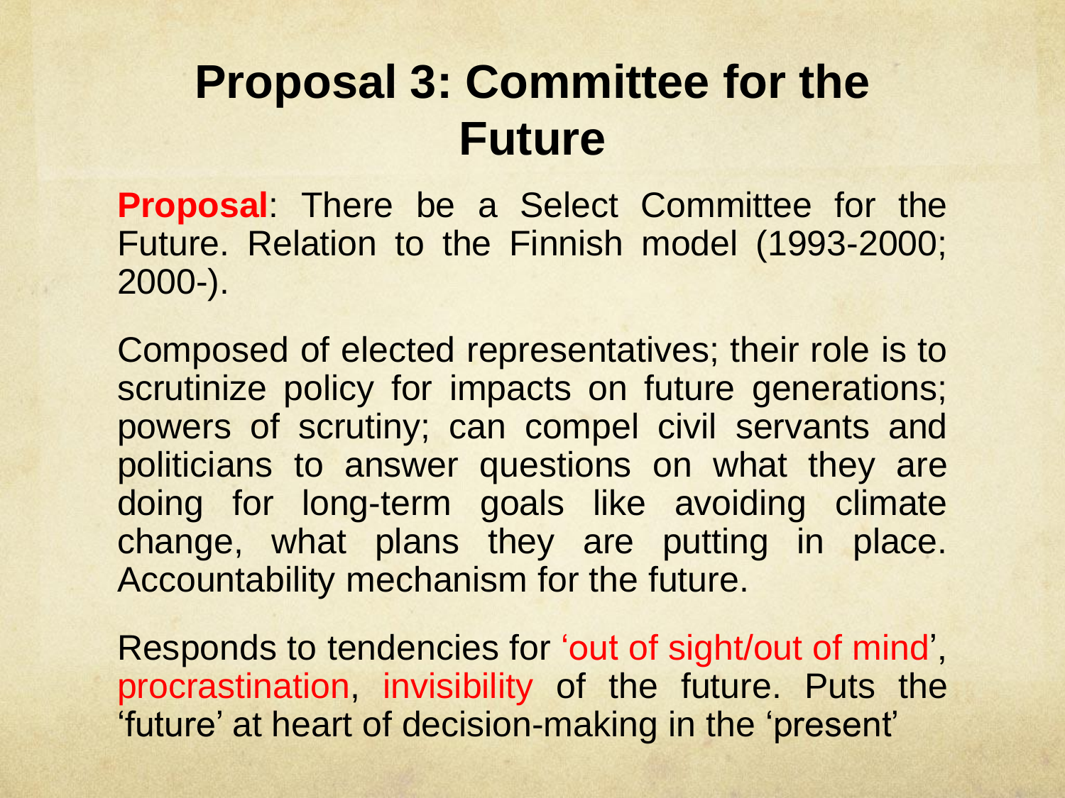# Proposal 3: Committee for the Future

**Proposal**: There be a Select Committee for the Future. Relation to the Finnish model (1993-2000; 2000-).

Composed of elected representatives; their role is to scrutinize policy for impacts on future generations; powers of scrutiny; can compel civil servants and politicians to answer questions on what they are doing for long-term goals like avoiding climate change, what plans they are putting in place. Accountability mechanism for the future.

Responds to tendencies for 'out of sight/out of mind', procrastination, invisibility of the future. Puts the 'future' at heart of decision-making in the 'present'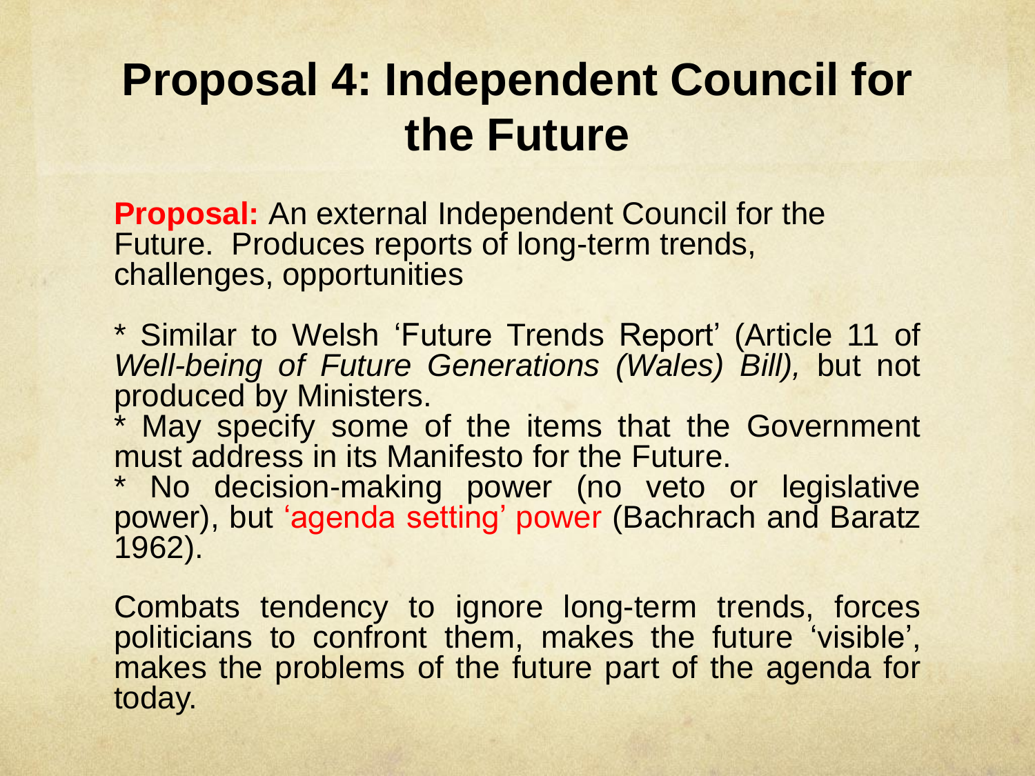# Proposal 4: Independent Council for the Future

**Proposal:** An external Independent Council for the Future. Produces reports of long-term trends, challenges, opportunities

* Similar to Welsh 'Future Trends Report' (Article 11 of *Well-being of Future Generations (Wales) Bill),* but not produced by Ministers.
* May specify some of the items that the Government must address in its Manifesto for the Future.
* No decision-making power (no veto or legislative power), but 'agenda setting' power (Bachrach and Baratz 1962).

Combats tendency to ignore long-term trends, forces politicians to confront them, makes the future 'visible', makes the problems of the future part of the agenda for today.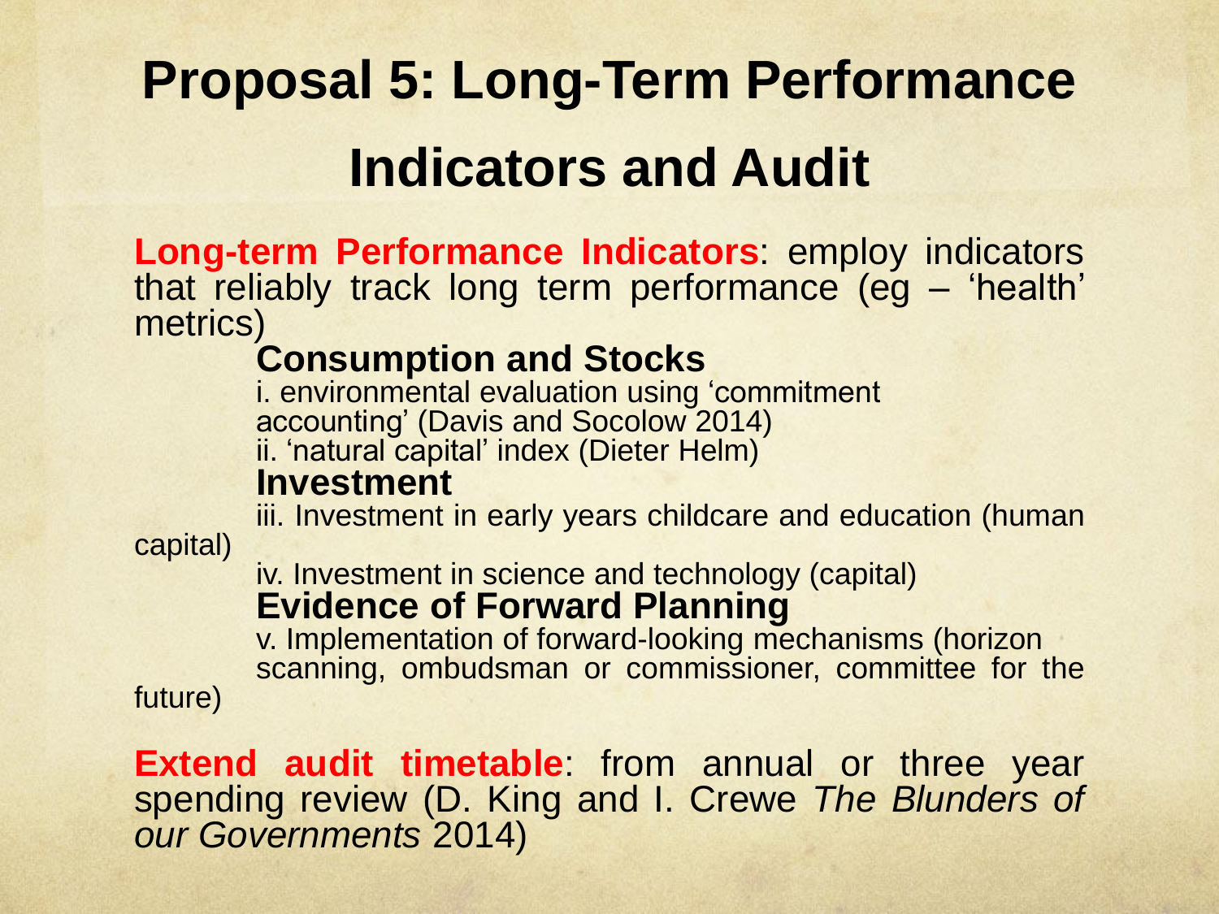# Proposal 5: Long-Term Performance Indicators and Audit

**Long-term Performance Indicators**: employ indicators that reliably track long term performance (eg – 'health' metrics)

**Consumption and Stocks**

i. environmental evaluation using 'commitment accounting' (Davis and Socolow 2014)

ii. 'natural capital' index (Dieter Helm)

**Investment**

iii. Investment in early years childcare and education (human capital)

iv. Investment in science and technology (capital)

**Evidence of Forward Planning**

v. Implementation of forward-looking mechanisms (horizon scanning, ombudsman or commissioner, committee for the future)

**Extend audit timetable**: from annual or three year spending review (D. King and I. Crewe *The Blunders of our Governments* 2014)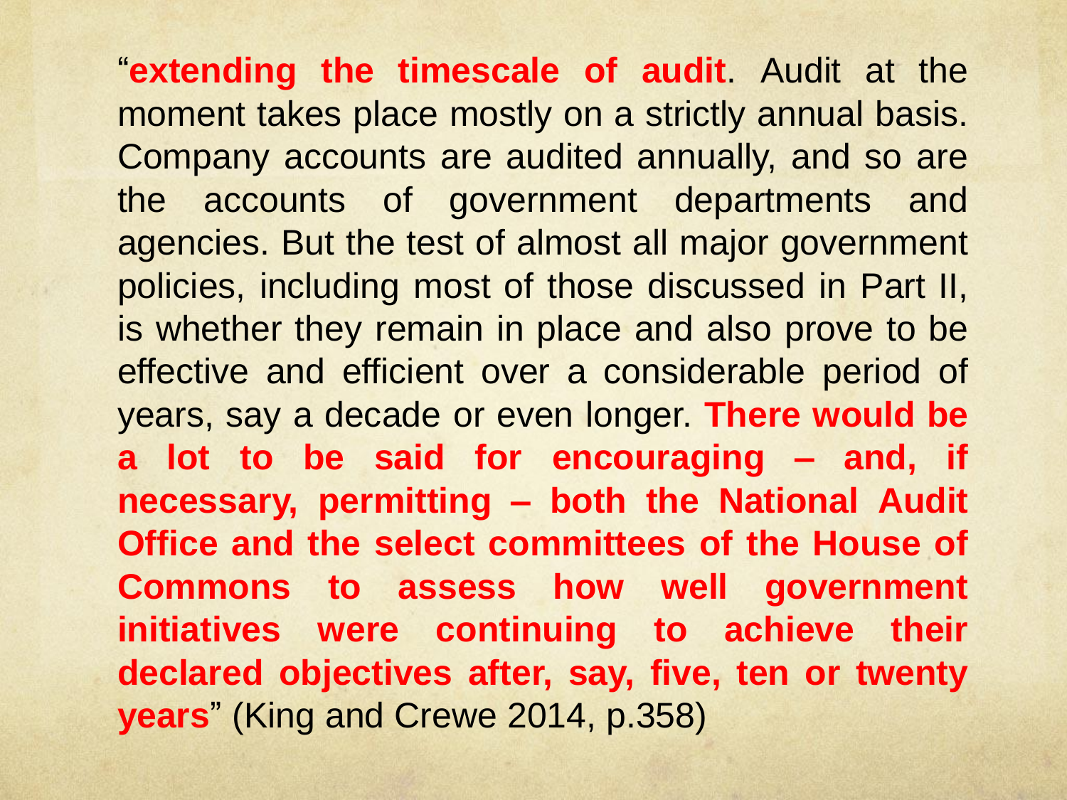"**extending the timescale of audit**. Audit at the moment takes place mostly on a strictly annual basis. Company accounts are audited annually, and so are the accounts of government departments and agencies. But the test of almost all major government policies, including most of those discussed in Part II, is whether they remain in place and also prove to be effective and efficient over a considerable period of years, say a decade or even longer. **There would be a lot to be said for encouraging – and, if necessary, permitting – both the National Audit Office and the select committees of the House of Commons to assess how well government initiatives were continuing to achieve their declared objectives after, say, five, ten or twenty years**" (King and Crewe 2014, p.358)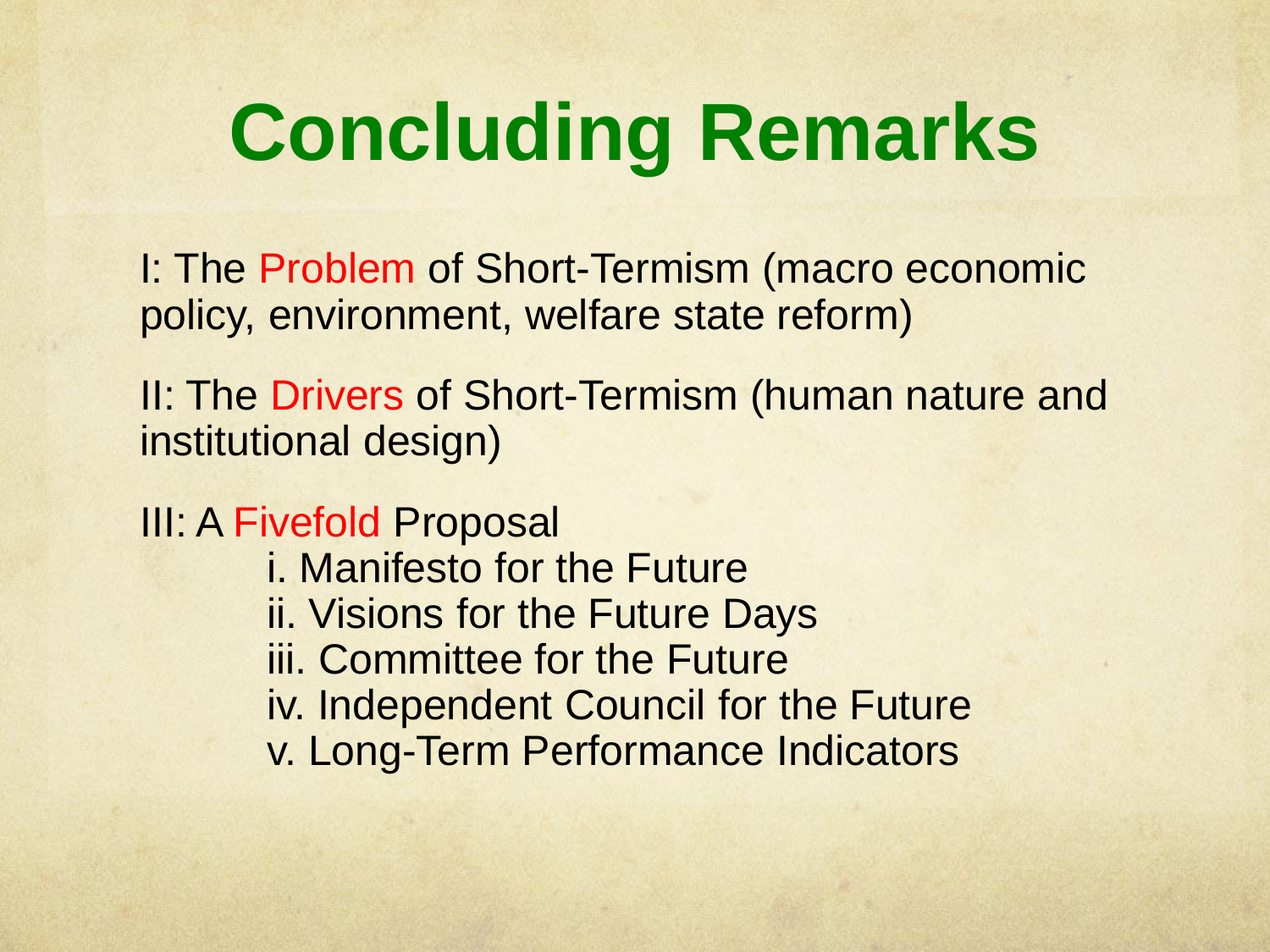# Concluding Remarks

I: The Problem of Short-Termism (macro economic policy, environment, welfare state reform)

II: The Drivers of Short-Termism (human nature and institutional design)

III: A Fivefold Proposal

- i. Manifesto for the Future
- ii. Visions for the Future Days
- iii. Committee for the Future
- iv. Independent Council for the Future
- v. Long-Term Performance Indicators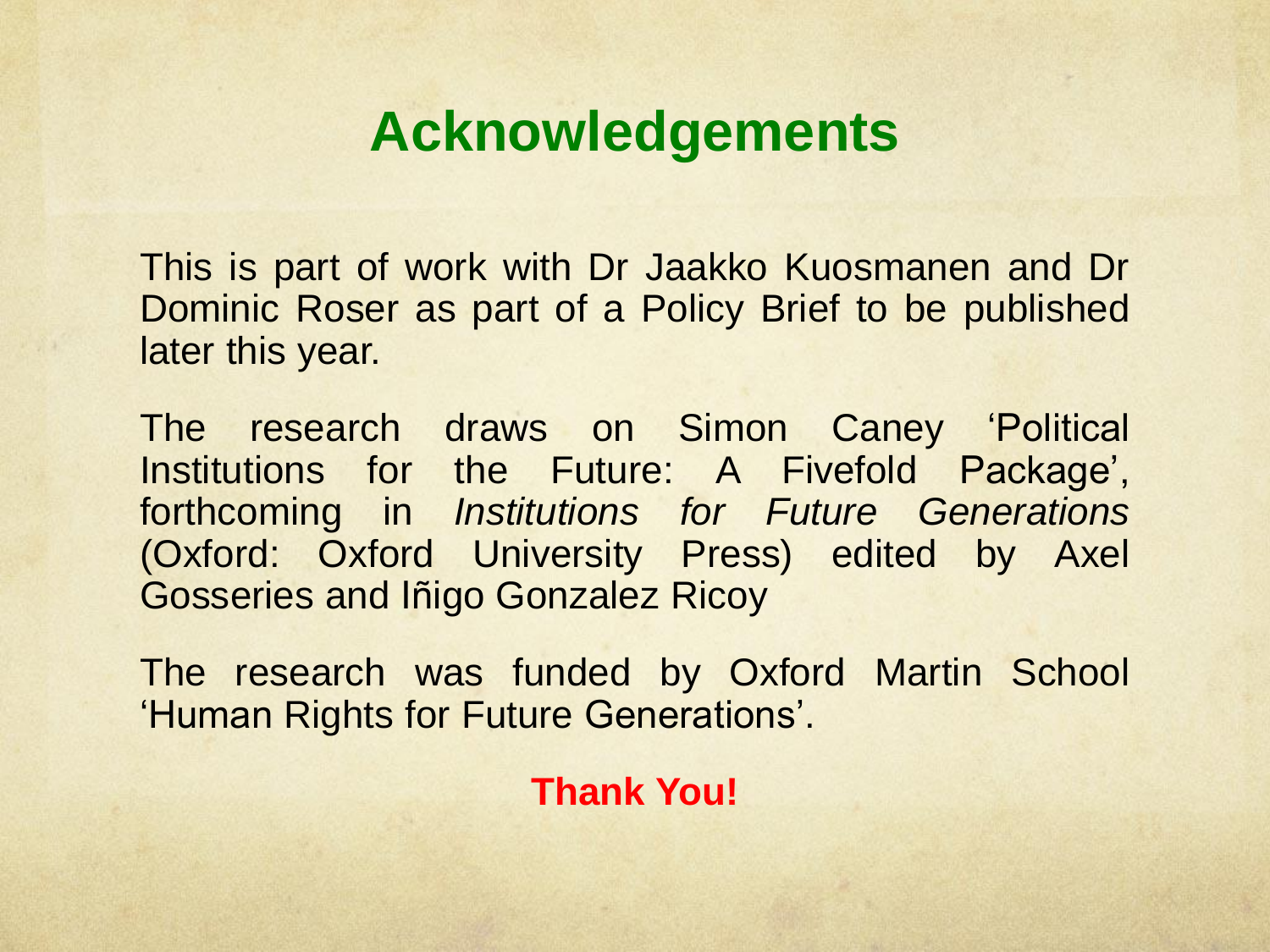# Acknowledgements

This is part of work with Dr Jaakko Kuosmanen and Dr Dominic Roser as part of a Policy Brief to be published later this year.

The research draws on Simon Caney 'Political Institutions for the Future: A Fivefold Package', forthcoming in *Institutions for Future Generations* (Oxford: Oxford University Press) edited by Axel Gosseries and Iñigo Gonzalez Ricoy

The research was funded by Oxford Martin School 'Human Rights for Future Generations'.

**Thank You!**